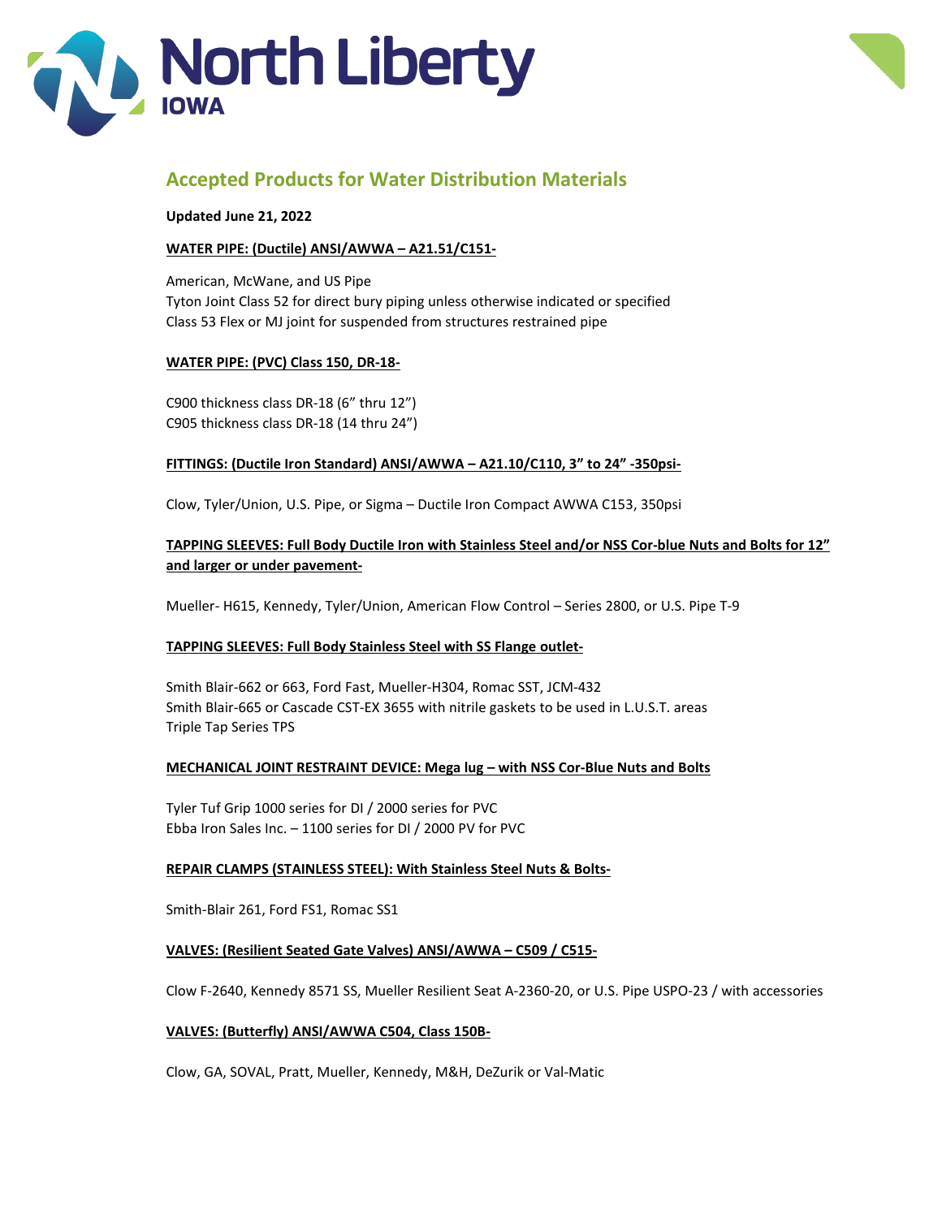# North Liberty IOWA

## Accepted Products for Water Distribution Materials

**Updated June 21, 2022**

**WATER PIPE: (Ductile) ANSI/AWWA – A21.51/C151-**

American, McWane, and US Pipe
Tyton Joint Class 52 for direct bury piping unless otherwise indicated or specified
Class 53 Flex or MJ joint for suspended from structures restrained pipe

**WATER PIPE: (PVC) Class 150, DR-18-**

C900 thickness class DR-18 (6" thru 12")
C905 thickness class DR-18 (14 thru 24")

**FITTINGS: (Ductile Iron Standard) ANSI/AWWA – A21.10/C110, 3" to 24" -350psi-**

Clow, Tyler/Union, U.S. Pipe, or Sigma – Ductile Iron Compact AWWA C153, 350psi

**TAPPING SLEEVES: Full Body Ductile Iron with Stainless Steel and/or NSS Cor-blue Nuts and Bolts for 12" and larger or under pavement-**

Mueller- H615, Kennedy, Tyler/Union, American Flow Control – Series 2800, or U.S. Pipe T-9

**TAPPING SLEEVES: Full Body Stainless Steel with SS Flange outlet-**

Smith Blair-662 or 663, Ford Fast, Mueller-H304, Romac SST, JCM-432
Smith Blair-665 or Cascade CST-EX 3655 with nitrile gaskets to be used in L.U.S.T. areas
Triple Tap Series TPS

**MECHANICAL JOINT RESTRAINT DEVICE: Mega lug – with NSS Cor-Blue Nuts and Bolts**

Tyler Tuf Grip 1000 series for DI / 2000 series for PVC
Ebba Iron Sales Inc. – 1100 series for DI / 2000 PV for PVC

**REPAIR CLAMPS (STAINLESS STEEL): With Stainless Steel Nuts & Bolts-**

Smith-Blair 261, Ford FS1, Romac SS1

**VALVES: (Resilient Seated Gate Valves) ANSI/AWWA – C509 / C515-**

Clow F-2640, Kennedy 8571 SS, Mueller Resilient Seat A-2360-20, or U.S. Pipe USPO-23 / with accessories

**VALVES: (Butterfly) ANSI/AWWA C504, Class 150B-**

Clow, GA, SOVAL, Pratt, Mueller, Kennedy, M&H, DeZurik or Val-Matic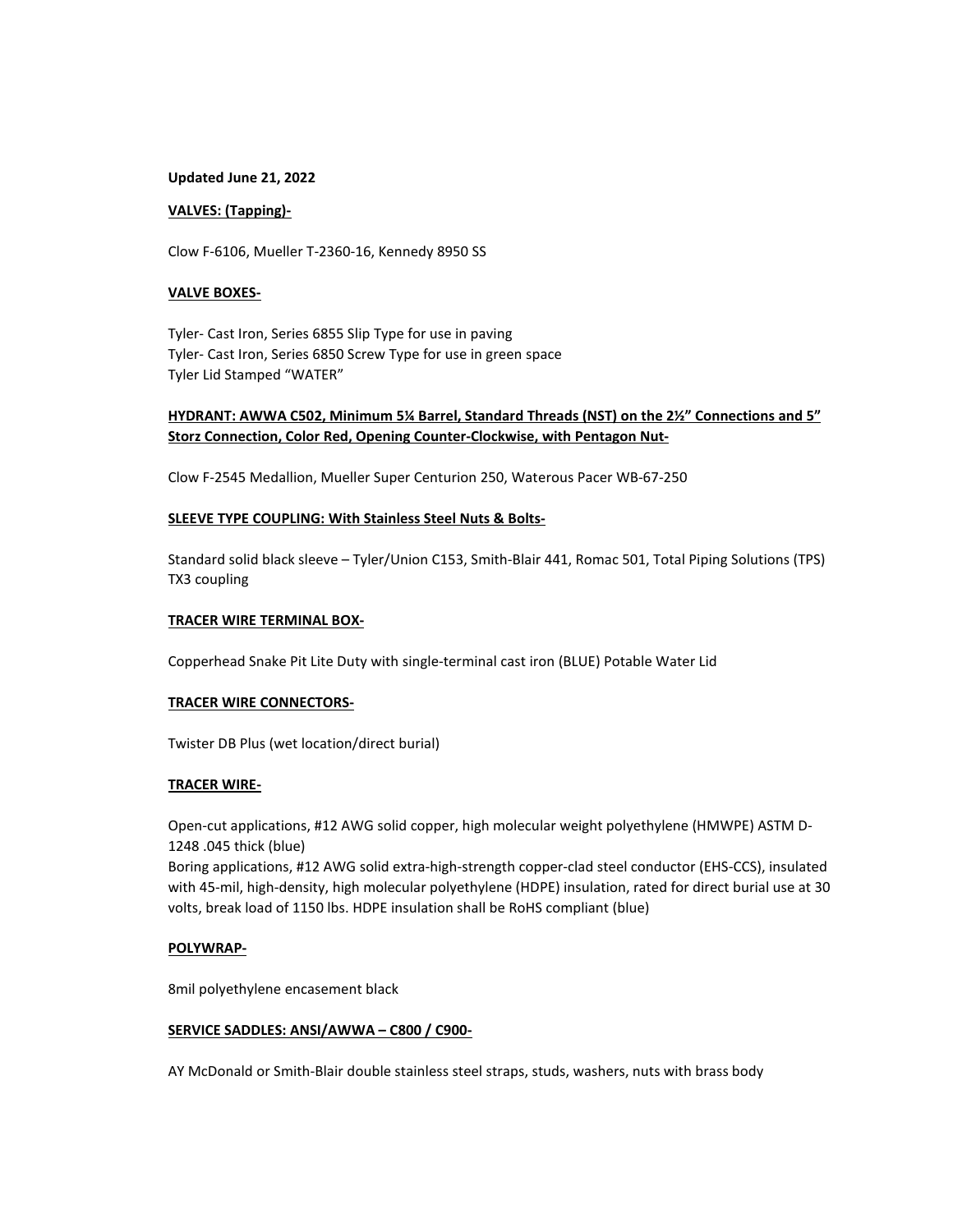**Updated June 21, 2022**

**VALVES: (Tapping)-**

Clow F-6106, Mueller T-2360-16, Kennedy 8950 SS

**VALVE BOXES-**

Tyler- Cast Iron, Series 6855 Slip Type for use in paving
Tyler- Cast Iron, Series 6850 Screw Type for use in green space
Tyler Lid Stamped "WATER"

**HYDRANT: AWWA C502, Minimum 5¼ Barrel, Standard Threads (NST) on the 2½" Connections and 5" Storz Connection, Color Red, Opening Counter-Clockwise, with Pentagon Nut-**

Clow F-2545 Medallion, Mueller Super Centurion 250, Waterous Pacer WB-67-250

**SLEEVE TYPE COUPLING: With Stainless Steel Nuts & Bolts-**

Standard solid black sleeve – Tyler/Union C153, Smith-Blair 441, Romac 501, Total Piping Solutions (TPS) TX3 coupling

**TRACER WIRE TERMINAL BOX-**

Copperhead Snake Pit Lite Duty with single-terminal cast iron (BLUE) Potable Water Lid

**TRACER WIRE CONNECTORS-**

Twister DB Plus (wet location/direct burial)

**TRACER WIRE-**

Open-cut applications, #12 AWG solid copper, high molecular weight polyethylene (HMWPE) ASTM D-1248 .045 thick (blue)
Boring applications, #12 AWG solid extra-high-strength copper-clad steel conductor (EHS-CCS), insulated with 45-mil, high-density, high molecular polyethylene (HDPE) insulation, rated for direct burial use at 30 volts, break load of 1150 lbs. HDPE insulation shall be RoHS compliant (blue)

**POLYWRAP-**

8mil polyethylene encasement black

**SERVICE SADDLES: ANSI/AWWA – C800 / C900-**

AY McDonald or Smith-Blair double stainless steel straps, studs, washers, nuts with brass body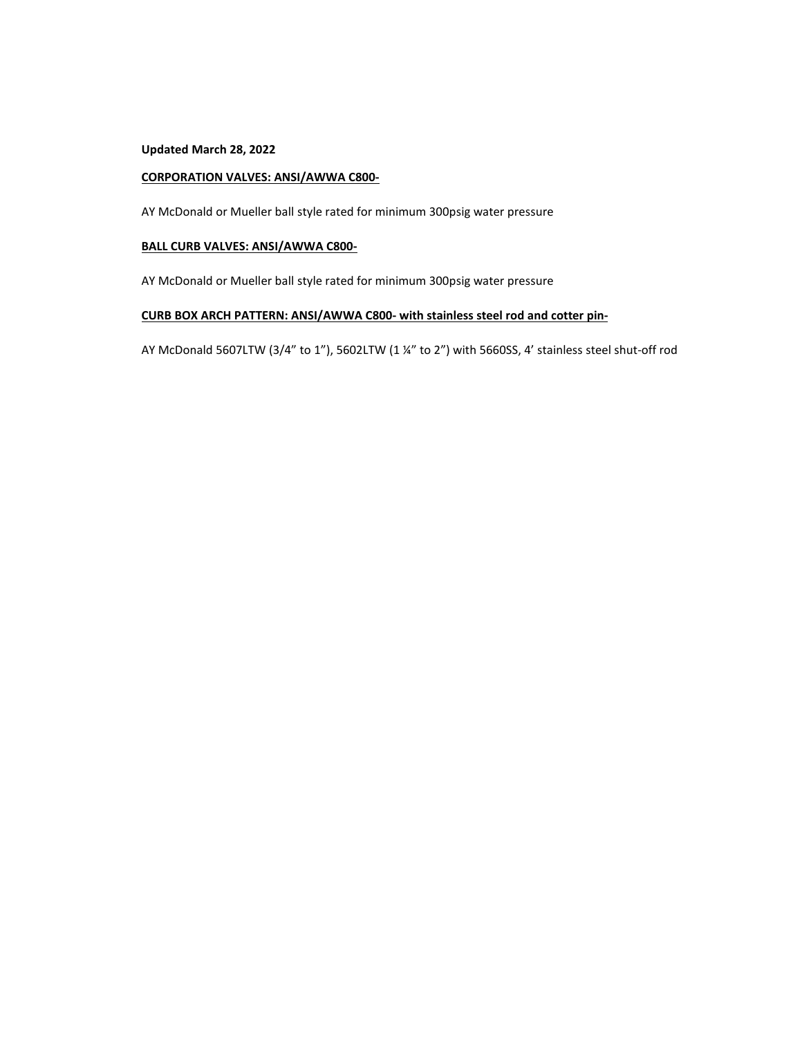**Updated March 28, 2022**

**CORPORATION VALVES: ANSI/AWWA C800-**

AY McDonald or Mueller ball style rated for minimum 300psig water pressure

**BALL CURB VALVES: ANSI/AWWA C800-**

AY McDonald or Mueller ball style rated for minimum 300psig water pressure

**CURB BOX ARCH PATTERN: ANSI/AWWA C800- with stainless steel rod and cotter pin-**

AY McDonald 5607LTW (3/4" to 1"), 5602LTW (1 ¼" to 2") with 5660SS, 4' stainless steel shut-off rod